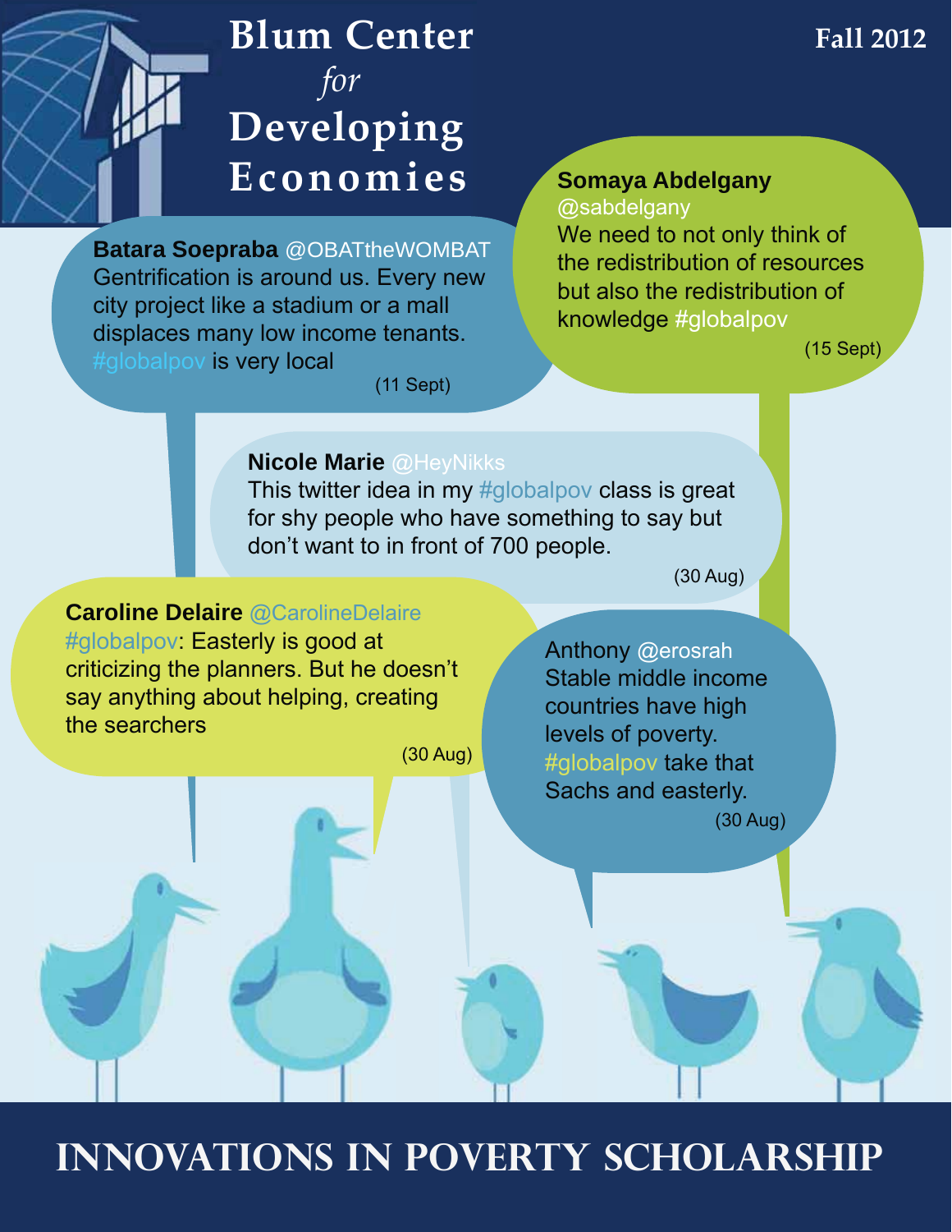# Blum Center *for* Developing Economies

Fall 2012

**Batara Soepraba** @OBATtheWOMBAT
Gentrification is around us. Every new city project like a stadium or a mall displaces many low income tenants. #globalpov is very local
(11 Sept)

**Somaya Abdelgany**
@sabdelgany
We need to not only think of the redistribution of resources but also the redistribution of knowledge #globalpov
(15 Sept)

**Nicole Marie** @HeyNikks
This twitter idea in my #globalpov class is great for shy people who have something to say but don't want to in front of 700 people.
(30 Aug)

**Caroline Delaire** @CarolineDelaire
#globalpov: Easterly is good at criticizing the planners. But he doesn't say anything about helping, creating the searchers
(30 Aug)

Anthony @erosrah
Stable middle income countries have high levels of poverty. #globalpov take that Sachs and easterly.
(30 Aug)

# INNOVATIONS IN POVERTY SCHOLARSHIP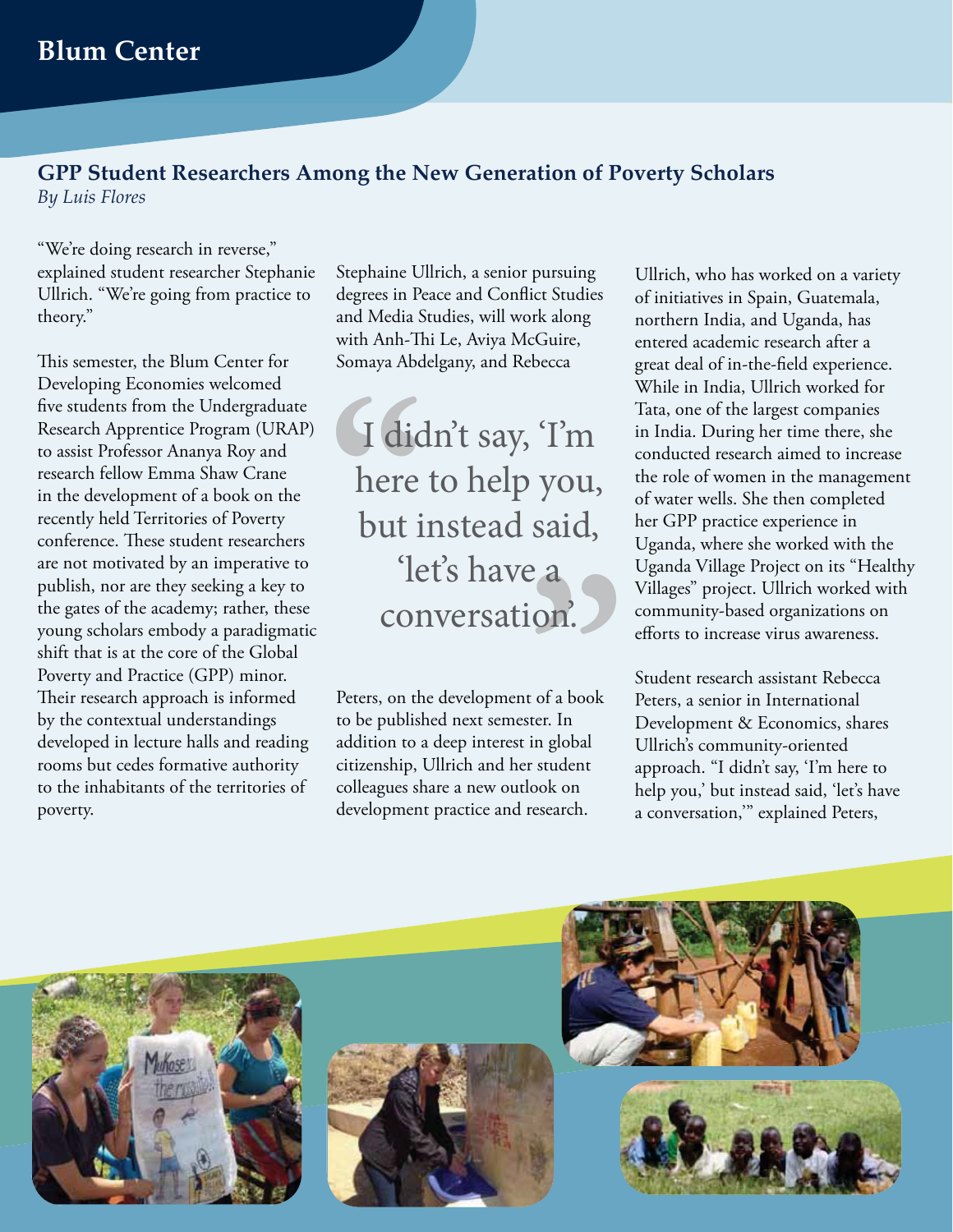# Blum Center

## GPP Student Researchers Among the New Generation of Poverty Scholars

*By Luis Flores*

"We're doing research in reverse," explained student researcher Stephanie Ullrich. "We're going from practice to theory."

This semester, the Blum Center for Developing Economies welcomed five students from the Undergraduate Research Apprentice Program (URAP) to assist Professor Ananya Roy and research fellow Emma Shaw Crane in the development of a book on the recently held Territories of Poverty conference. These student researchers are not motivated by an imperative to publish, nor are they seeking a key to the gates of the academy; rather, these young scholars embody a paradigmatic shift that is at the core of the Global Poverty and Practice (GPP) minor. Their research approach is informed by the contextual understandings developed in lecture halls and reading rooms but cedes formative authority to the inhabitants of the territories of poverty.

Stephaine Ullrich, a senior pursuing degrees in Peace and Conflict Studies and Media Studies, will work along with Anh-Thi Le, Aviya McGuire, Somaya Abdelgany, and Rebecca Peters, on the development of a book to be published next semester. In addition to a deep interest in global citizenship, Ullrich and her student colleagues share a new outlook on development practice and research.

> "I didn't say, 'I'm here to help you, but instead said, 'let's have a conversation.'"

Ullrich, who has worked on a variety of initiatives in Spain, Guatemala, northern India, and Uganda, has entered academic research after a great deal of in-the-field experience. While in India, Ullrich worked for Tata, one of the largest companies in India. During her time there, she conducted research aimed to increase the role of women in the management of water wells. She then completed her GPP practice experience in Uganda, where she worked with the Uganda Village Project on its "Healthy Villages" project. Ullrich worked with community-based organizations on efforts to increase virus awareness.

Student research assistant Rebecca Peters, a senior in International Development & Economics, shares Ullrich's community-oriented approach. "I didn't say, 'I'm here to help you,' but instead said, 'let's have a conversation,'" explained Peters,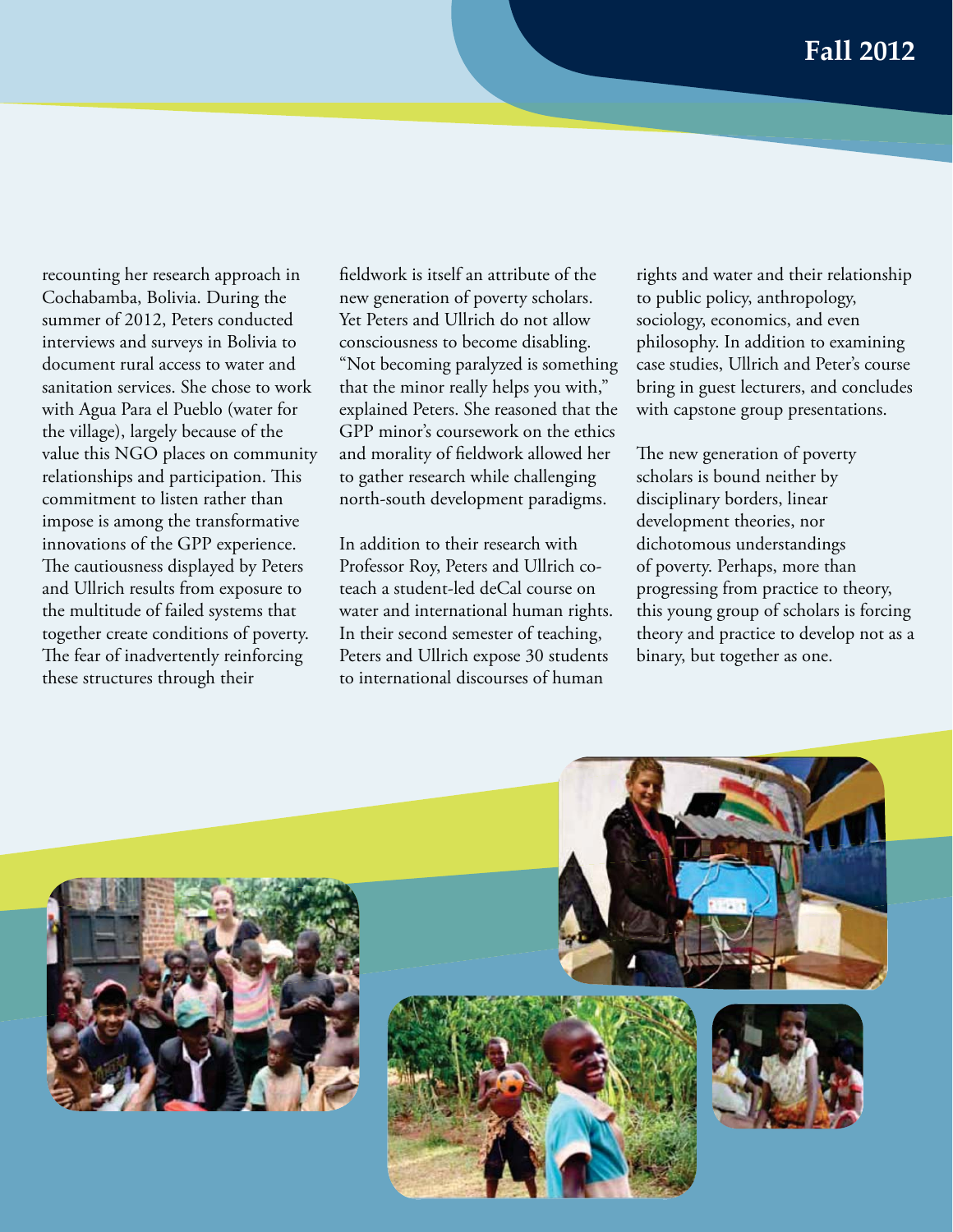recounting her research approach in Cochabamba, Bolivia. During the summer of 2012, Peters conducted interviews and surveys in Bolivia to document rural access to water and sanitation services. She chose to work with Agua Para el Pueblo (water for the village), largely because of the value this NGO places on community relationships and participation. This commitment to listen rather than impose is among the transformative innovations of the GPP experience. The cautiousness displayed by Peters and Ullrich results from exposure to the multitude of failed systems that together create conditions of poverty. The fear of inadvertently reinforcing these structures through their fieldwork is itself an attribute of the new generation of poverty scholars. Yet Peters and Ullrich do not allow consciousness to become disabling. "Not becoming paralyzed is something that the minor really helps you with," explained Peters. She reasoned that the GPP minor's coursework on the ethics and morality of fieldwork allowed her to gather research while challenging north-south development paradigms.

In addition to their research with Professor Roy, Peters and Ullrich co-teach a student-led deCal course on water and international human rights. In their second semester of teaching, Peters and Ullrich expose 30 students to international discourses of human rights and water and their relationship to public policy, anthropology, sociology, economics, and even philosophy. In addition to examining case studies, Ullrich and Peter's course bring in guest lecturers, and concludes with capstone group presentations.

The new generation of poverty scholars is bound neither by disciplinary borders, linear development theories, nor dichotomous understandings of poverty. Perhaps, more than progressing from practice to theory, this young group of scholars is forcing theory and practice to develop not as a binary, but together as one.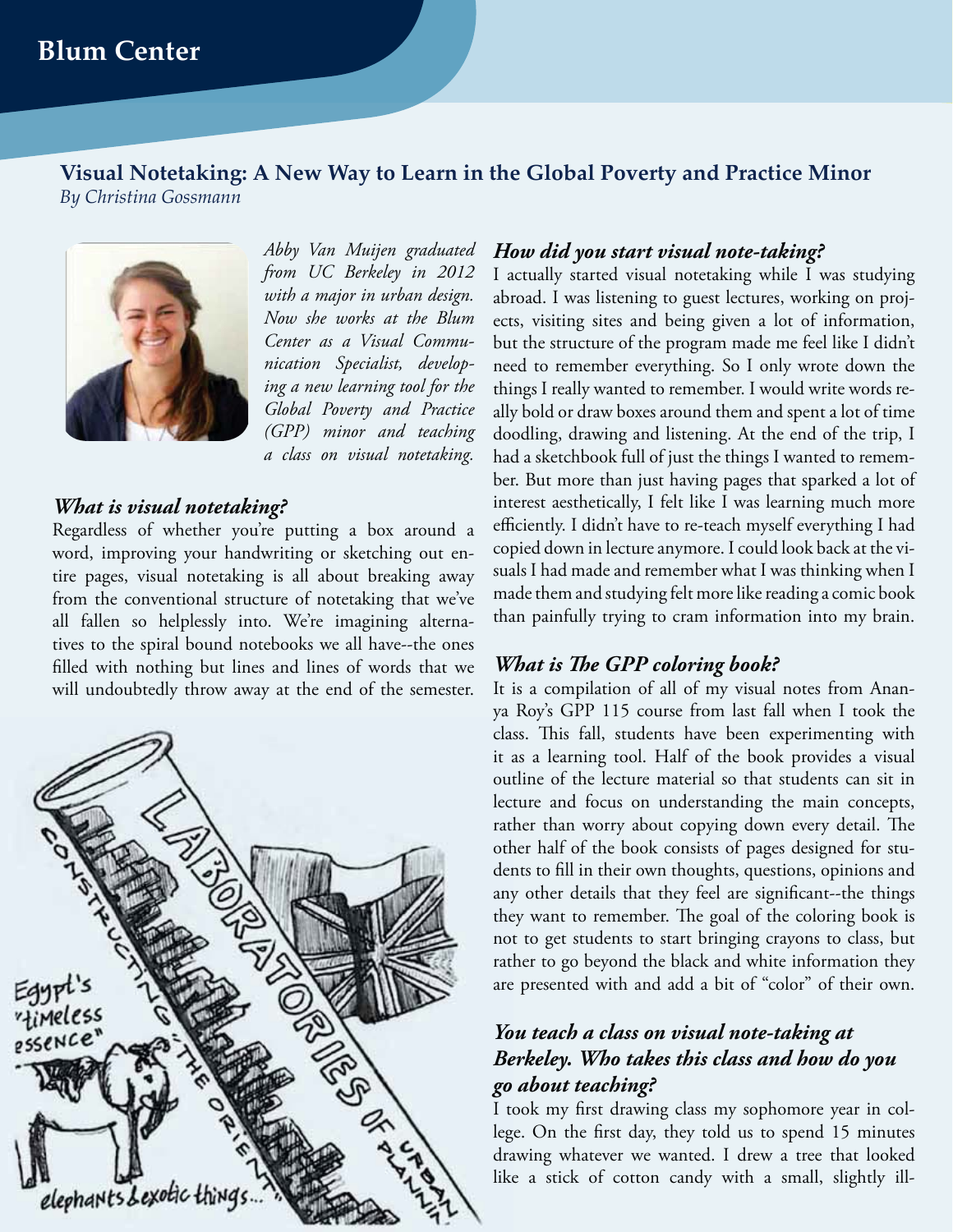## Visual Notetaking: A New Way to Learn in the Global Poverty and Practice Minor

*By Christina Gossmann*

*Abby Van Muijen graduated from UC Berkeley in 2012 with a major in urban design. Now she works at the Blum Center as a Visual Communication Specialist, developing a new learning tool for the Global Poverty and Practice (GPP) minor and teaching a class on visual notetaking.*

### *What is visual notetaking?*

Regardless of whether you're putting a box around a word, improving your handwriting or sketching out entire pages, visual notetaking is all about breaking away from the conventional structure of notetaking that we've all fallen so helplessly into. We're imagining alternatives to the spiral bound notebooks we all have--the ones filled with nothing but lines and lines of words that we will undoubtedly throw away at the end of the semester.

### *How did you start visual note-taking?*

I actually started visual notetaking while I was studying abroad. I was listening to guest lectures, working on projects, visiting sites and being given a lot of information, but the structure of the program made me feel like I didn't need to remember everything. So I only wrote down the things I really wanted to remember. I would write words really bold or draw boxes around them and spent a lot of time doodling, drawing and listening. At the end of the trip, I had a sketchbook full of just the things I wanted to remember. But more than just having pages that sparked a lot of interest aesthetically, I felt like I was learning much more efficiently. I didn't have to re-teach myself everything I had copied down in lecture anymore. I could look back at the visuals I had made and remember what I was thinking when I made them and studying felt more like reading a comic book than painfully trying to cram information into my brain.

### *What is The GPP coloring book?*

It is a compilation of all of my visual notes from Ananya Roy's GPP 115 course from last fall when I took the class. This fall, students have been experimenting with it as a learning tool. Half of the book provides a visual outline of the lecture material so that students can sit in lecture and focus on understanding the main concepts, rather than worry about copying down every detail. The other half of the book consists of pages designed for students to fill in their own thoughts, questions, opinions and any other details that they feel are significant--the things they want to remember. The goal of the coloring book is not to get students to start bringing crayons to class, but rather to go beyond the black and white information they are presented with and add a bit of "color" of their own.

### *You teach a class on visual note-taking at Berkeley. Who takes this class and how do you go about teaching?*

I took my first drawing class my sophomore year in college. On the first day, they told us to spend 15 minutes drawing whatever we wanted. I drew a tree that looked like a stick of cotton candy with a small, slightly ill-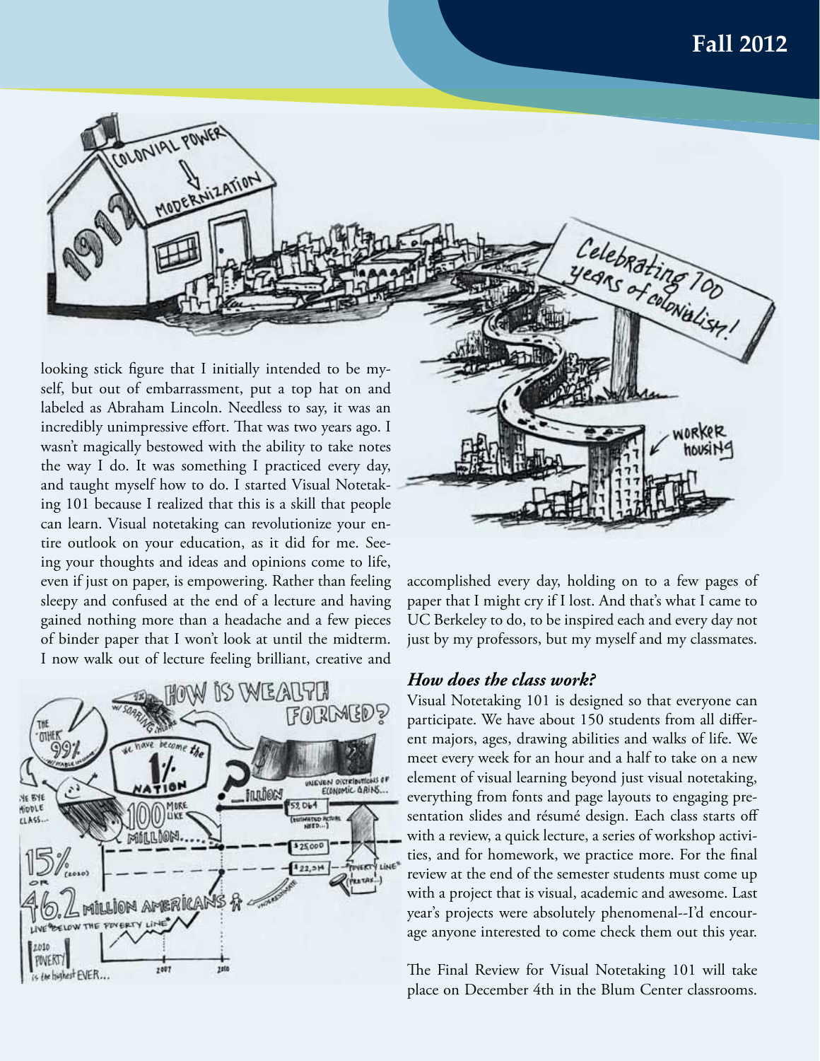looking stick figure that I initially intended to be myself, but out of embarrassment, put a top hat on and labeled as Abraham Lincoln. Needless to say, it was an incredibly unimpressive effort. That was two years ago. I wasn't magically bestowed with the ability to take notes the way I do. It was something I practiced every day, and taught myself how to do. I started Visual Notetaking 101 because I realized that this is a skill that people can learn. Visual notetaking can revolutionize your entire outlook on your education, as it did for me. Seeing your thoughts and ideas and opinions come to life, even if just on paper, is empowering. Rather than feeling sleepy and confused at the end of a lecture and having gained nothing more than a headache and a few pieces of binder paper that I won't look at until the midterm. I now walk out of lecture feeling brilliant, creative and accomplished every day, holding on to a few pages of paper that I might cry if I lost. And that's what I came to UC Berkeley to do, to be inspired each and every day not just by my professors, but my myself and my classmates.

### *How does the class work?*

Visual Notetaking 101 is designed so that everyone can participate. We have about 150 students from all different majors, ages, drawing abilities and walks of life. We meet every week for an hour and a half to take on a new element of visual learning beyond just visual notetaking, everything from fonts and page layouts to engaging presentation slides and résumé design. Each class starts off with a review, a quick lecture, a series of workshop activities, and for homework, we practice more. For the final review at the end of the semester students must come up with a project that is visual, academic and awesome. Last year's projects were absolutely phenomenal--I'd encourage anyone interested to come check them out this year.

The Final Review for Visual Notetaking 101 will take place on December 4th in the Blum Center classrooms.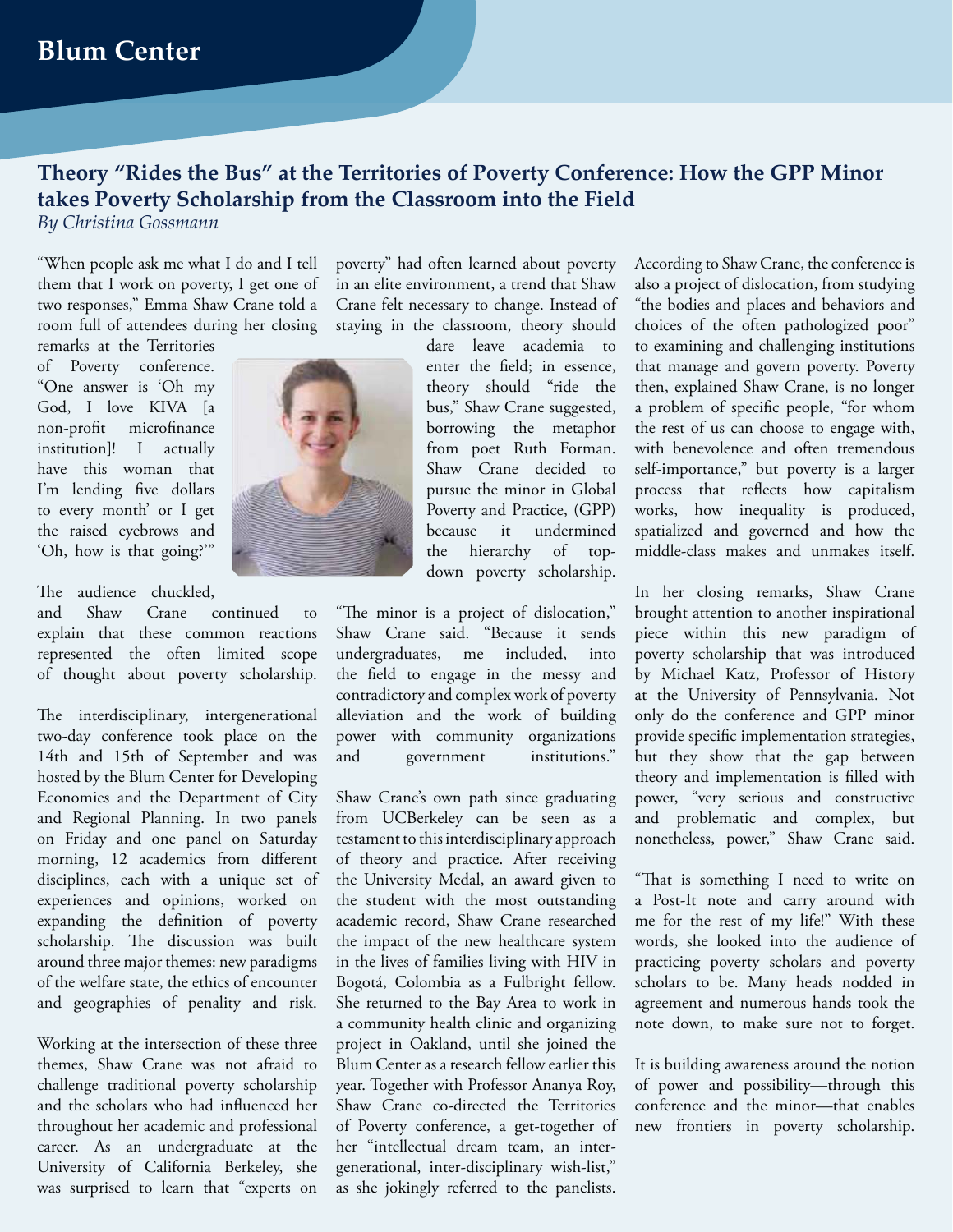# Theory "Rides the Bus" at the Territories of Poverty Conference: How the GPP Minor takes Poverty Scholarship from the Classroom into the Field

*By Christina Gossmann*

"When people ask me what I do and I tell them that I work on poverty, I get one of two responses," Emma Shaw Crane told a room full of attendees during her closing remarks at the Territories of Poverty conference. "One answer is 'Oh my God, I love KIVA [a non-profit microfinance institution]! I actually have this woman that I'm lending five dollars to every month' or I get the raised eyebrows and 'Oh, how is that going?'"

The audience chuckled, and Shaw Crane continued to explain that these common reactions represented the often limited scope of thought about poverty scholarship.

The interdisciplinary, intergenerational two-day conference took place on the 14th and 15th of September and was hosted by the Blum Center for Developing Economies and the Department of City and Regional Planning. In two panels on Friday and one panel on Saturday morning, 12 academics from different disciplines, each with a unique set of experiences and opinions, worked on expanding the definition of poverty scholarship. The discussion was built around three major themes: new paradigms of the welfare state, the ethics of encounter and geographies of penality and risk.

Working at the intersection of these three themes, Shaw Crane was not afraid to challenge traditional poverty scholarship and the scholars who had influenced her throughout her academic and professional career. As an undergraduate at the University of California Berkeley, she was surprised to learn that "experts on poverty" had often learned about poverty in an elite environment, a trend that Shaw Crane felt necessary to change. Instead of staying in the classroom, theory should dare leave academia to enter the field; in essence, theory should "ride the bus," Shaw Crane suggested, borrowing the metaphor from poet Ruth Forman. Shaw Crane decided to pursue the minor in Global Poverty and Practice, (GPP) because it undermined the hierarchy of top-down poverty scholarship.

"The minor is a project of dislocation," Shaw Crane said. "Because it sends undergraduates, me included, into the field to engage in the messy and contradictory and complex work of poverty alleviation and the work of building power with community organizations and government institutions."

Shaw Crane's own path since graduating from UCBerkeley can be seen as a testament to this interdisciplinary approach of theory and practice. After receiving the University Medal, an award given to the student with the most outstanding academic record, Shaw Crane researched the impact of the new healthcare system in the lives of families living with HIV in Bogotá, Colombia as a Fulbright fellow. She returned to the Bay Area to work in a community health clinic and organizing project in Oakland, until she joined the Blum Center as a research fellow earlier this year. Together with Professor Ananya Roy, Shaw Crane co-directed the Territories of Poverty conference, a get-together of her "intellectual dream team, an inter-generational, inter-disciplinary wish-list," as she jokingly referred to the panelists.

According to Shaw Crane, the conference is also a project of dislocation, from studying "the bodies and places and behaviors and choices of the often pathologized poor" to examining and challenging institutions that manage and govern poverty. Poverty then, explained Shaw Crane, is no longer a problem of specific people, "for whom the rest of us can choose to engage with, with benevolence and often tremendous self-importance," but poverty is a larger process that reflects how capitalism works, how inequality is produced, spatialized and governed and how the middle-class makes and unmakes itself.

In her closing remarks, Shaw Crane brought attention to another inspirational piece within this new paradigm of poverty scholarship that was introduced by Michael Katz, Professor of History at the University of Pennsylvania. Not only do the conference and GPP minor provide specific implementation strategies, but they show that the gap between theory and implementation is filled with power, "very serious and constructive and problematic and complex, but nonetheless, power," Shaw Crane said.

"That is something I need to write on a Post-It note and carry around with me for the rest of my life!" With these words, she looked into the audience of practicing poverty scholars and poverty scholars to be. Many heads nodded in agreement and numerous hands took the note down, to make sure not to forget.

It is building awareness around the notion of power and possibility—through this conference and the minor—that enables new frontiers in poverty scholarship.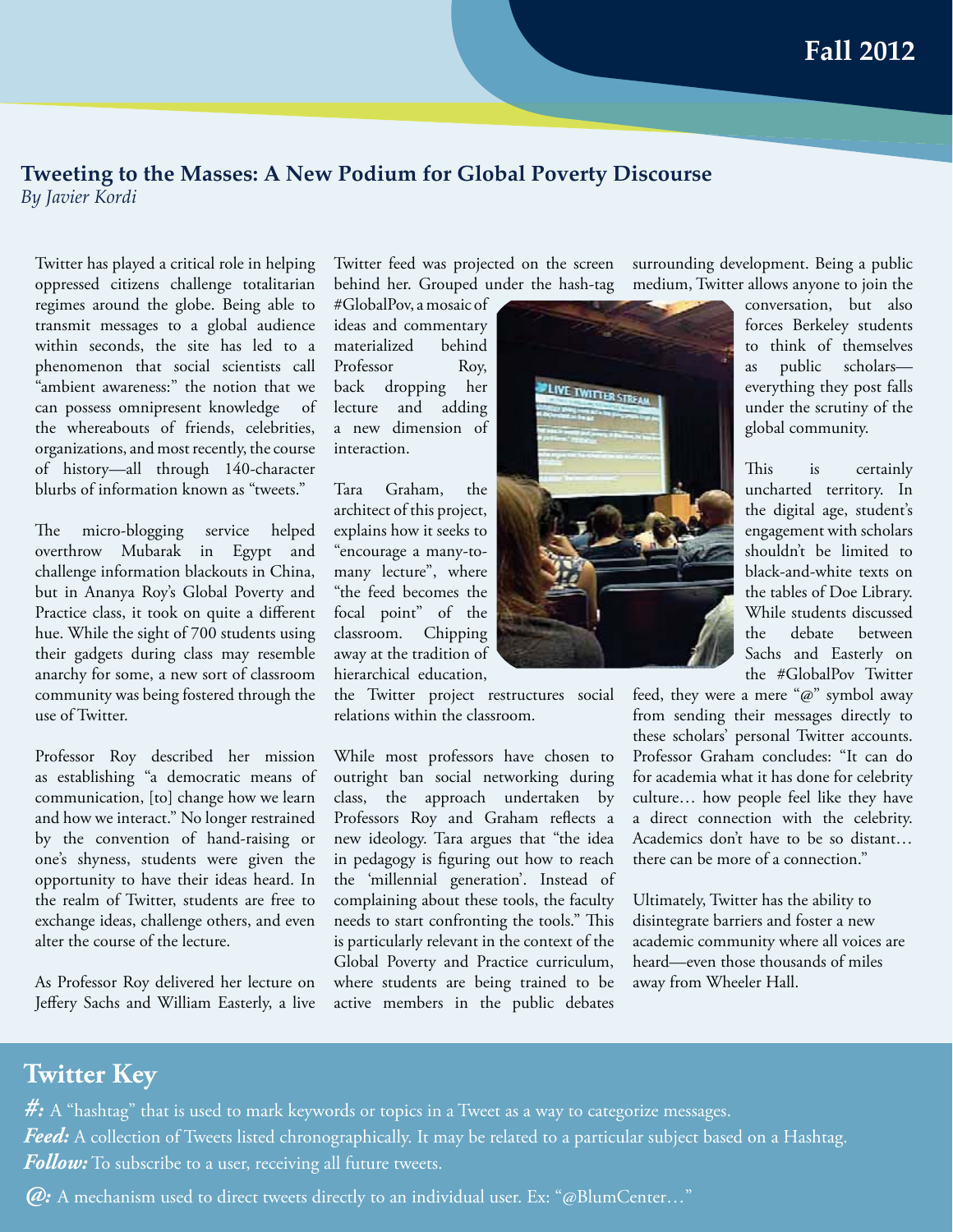## Tweeting to the Masses: A New Podium for Global Poverty Discourse

*By Javier Kordi*

Twitter has played a critical role in helping oppressed citizens challenge totalitarian regimes around the globe. Being able to transmit messages to a global audience within seconds, the site has led to a phenomenon that social scientists call "ambient awareness:" the notion that we can possess omnipresent knowledge of the whereabouts of friends, celebrities, organizations, and most recently, the course of history—all through 140-character blurbs of information known as "tweets."

The micro-blogging service helped overthrow Mubarak in Egypt and challenge information blackouts in China, but in Ananya Roy's Global Poverty and Practice class, it took on quite a different hue. While the sight of 700 students using their gadgets during class may resemble anarchy for some, a new sort of classroom community was being fostered through the use of Twitter.

Professor Roy described her mission as establishing "a democratic means of communication, [to] change how we learn and how we interact." No longer restrained by the convention of hand-raising or one's shyness, students were given the opportunity to have their ideas heard. In the realm of Twitter, students are free to exchange ideas, challenge others, and even alter the course of the lecture.

As Professor Roy delivered her lecture on Jeffery Sachs and William Easterly, a live Twitter feed was projected on the screen behind her. Grouped under the hash-tag #GlobalPov, a mosaic of ideas and commentary materialized behind Professor Roy, back dropping her lecture and adding a new dimension of interaction.

Tara Graham, the architect of this project, explains how it seeks to "encourage a many-to-many lecture", where "the feed becomes the focal point" of the classroom. Chipping away at the tradition of hierarchical education, the Twitter project restructures social relations within the classroom.

While most professors have chosen to outright ban social networking during class, the approach undertaken by Professors Roy and Graham reflects a new ideology. Tara argues that "the idea in pedagogy is figuring out how to reach the 'millennial generation'. Instead of complaining about these tools, the faculty needs to start confronting the tools." This is particularly relevant in the context of the Global Poverty and Practice curriculum, where students are being trained to be active members in the public debates surrounding development. Being a public medium, Twitter allows anyone to join the conversation, but also forces Berkeley students to think of themselves as public scholars—everything they post falls under the scrutiny of the global community.

This is certainly uncharted territory. In the digital age, student's engagement with scholars shouldn't be limited to black-and-white texts on the tables of Doe Library. While students discussed the debate between Sachs and Easterly on the #GlobalPov Twitter feed, they were a mere "@" symbol away from sending their messages directly to these scholars' personal Twitter accounts. Professor Graham concludes: "It can do for academia what it has done for celebrity culture… how people feel like they have a direct connection with the celebrity. Academics don't have to be so distant… there can be more of a connection."

Ultimately, Twitter has the ability to disintegrate barriers and foster a new academic community where all voices are heard—even those thousands of miles away from Wheeler Hall.

## Twitter Key

***#:*** A "hashtag" that is used to mark keywords or topics in a Tweet as a way to categorize messages.

***Feed:*** A collection of Tweets listed chronographically. It may be related to a particular subject based on a Hashtag.

***Follow:*** To subscribe to a user, receiving all future tweets.

***@:*** A mechanism used to direct tweets directly to an individual user. Ex: "@BlumCenter…"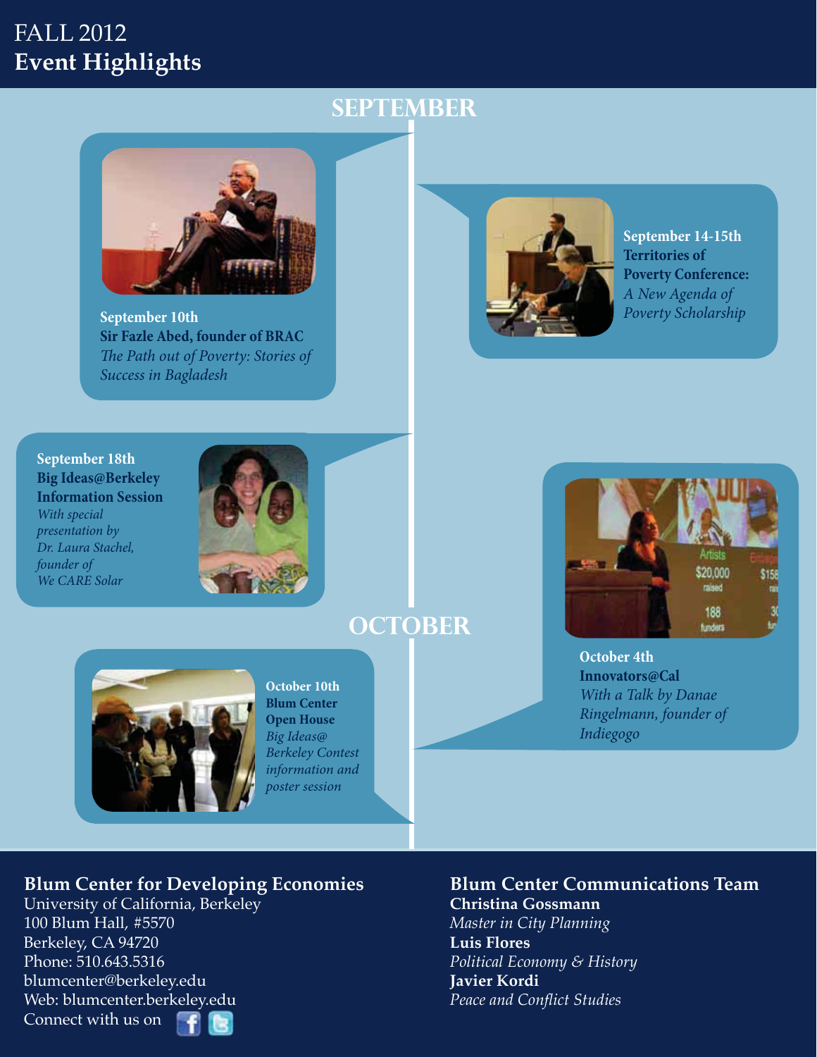# FALL 2012
# Event Highlights

## SEPTEMBER

**September 10th**
**Sir Fazle Abed, founder of BRAC**
*The Path out of Poverty: Stories of Success in Bagladesh*

**September 14-15th**
**Territories of Poverty Conference:**
*A New Agenda of Poverty Scholarship*

**September 18th**
**Big Ideas@Berkeley Information Session**
*With special presentation by Dr. Laura Stachel, founder of We CARE Solar*

## OCTOBER

**October 4th**
**Innovators@Cal**
*With a Talk by Danae Ringelmann, founder of Indiegogo*

**October 10th**
**Blum Center Open House**
*Big Ideas@ Berkeley Contest information and poster session*

---

**Blum Center for Developing Economies**
University of California, Berkeley
100 Blum Hall, #5570
Berkeley, CA 94720
Phone: 510.643.5316
blumcenter@berkeley.edu
Web: blumcenter.berkeley.edu
Connect with us on

**Blum Center Communications Team**
**Christina Gossmann**
*Master in City Planning*
**Luis Flores**
*Political Economy & History*
**Javier Kordi**
*Peace and Conflict Studies*